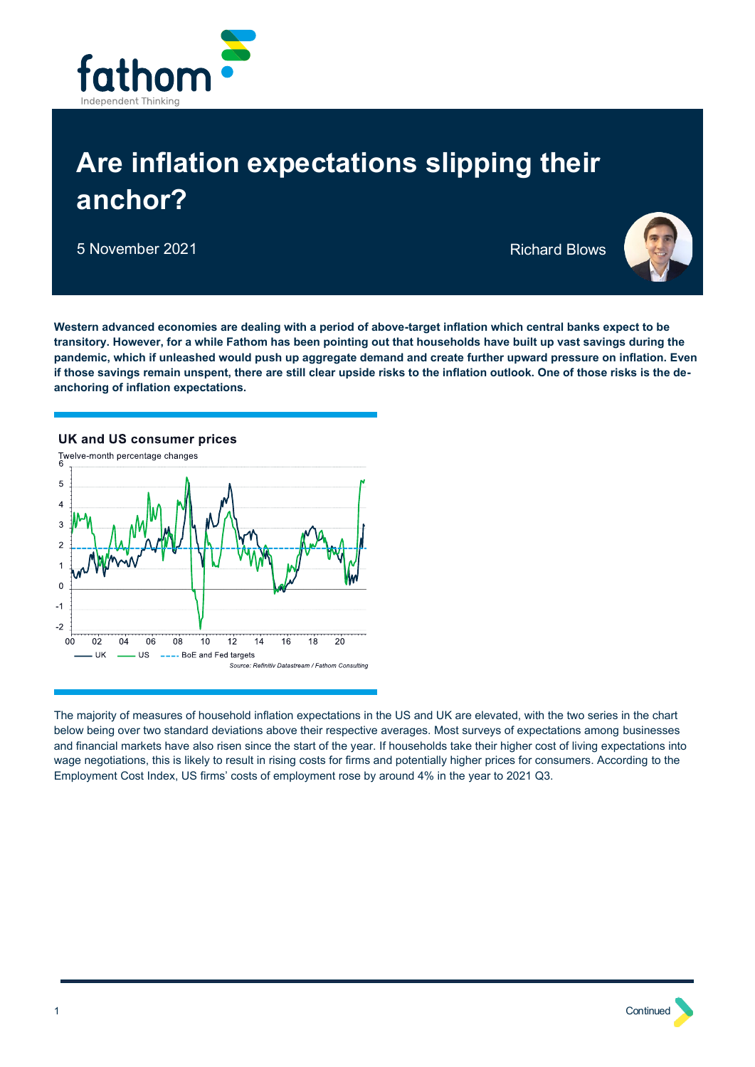# Are inflation expectations slipping their anchor?

5 November 2021

Richard Blows

**Western advanced economies are dealing with a period of above-target inflation which central banks expect to be transitory. However, for a while Fathom has been pointing out that households have built up vast savings during the pandemic, which if unleashed would push up aggregate demand and create further upward pressure on inflation. Even if those savings remain unspent, there are still clear upside risks to the inflation outlook. One of those risks is the de-anchoring of inflation expectations.**

**UK and US consumer prices**

Twelve-month percentage changes

UK — US — BoE and Fed targets

*Source: Refinitiv Datastream / Fathom Consulting*

The majority of measures of household inflation expectations in the US and UK are elevated, with the two series in the chart below being over two standard deviations above their respective averages. Most surveys of expectations among businesses and financial markets have also risen since the start of the year. If households take their higher cost of living expectations into wage negotiations, this is likely to result in rising costs for firms and potentially higher prices for consumers. According to the Employment Cost Index, US firms' costs of employment rose by around 4% in the year to 2021 Q3.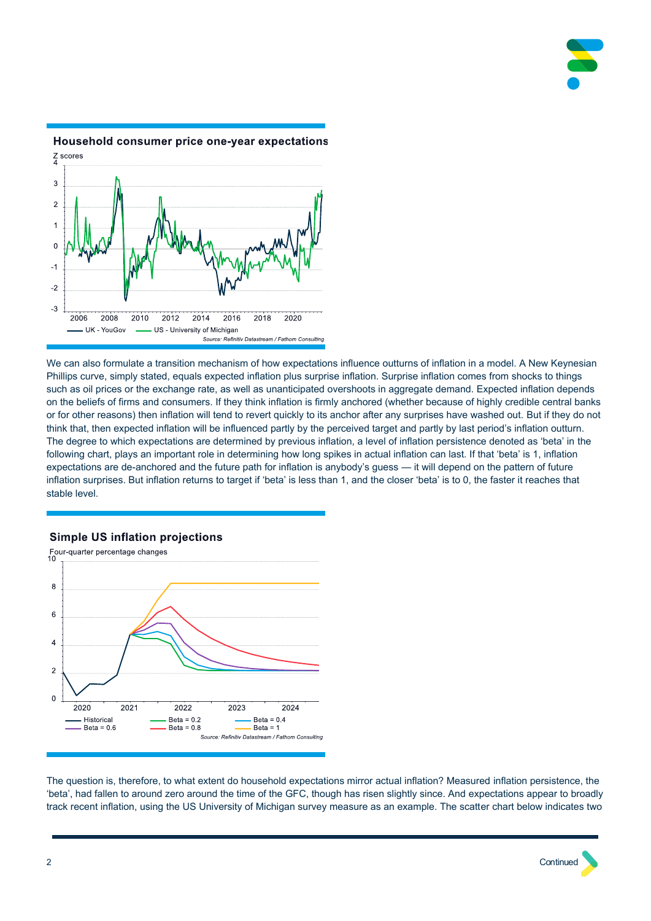## Household consumer price one-year expectations

Z scores

UK - YouGov — US - University of Michigan

*Source: Refinitiv Datastream / Fathom Consulting*

We can also formulate a transition mechanism of how expectations influence outturns of inflation in a model. A New Keynesian Phillips curve, simply stated, equals expected inflation plus surprise inflation. Surprise inflation comes from shocks to things such as oil prices or the exchange rate, as well as unanticipated overshoots in aggregate demand. Expected inflation depends on the beliefs of firms and consumers. If they think inflation is firmly anchored (whether because of highly credible central banks or for other reasons) then inflation will tend to revert quickly to its anchor after any surprises have washed out. But if they do not think that, then expected inflation will be influenced partly by the perceived target and partly by last period's inflation outturn. The degree to which expectations are determined by previous inflation, a level of inflation persistence denoted as 'beta' in the following chart, plays an important role in determining how long spikes in actual inflation can last. If that 'beta' is 1, inflation expectations are de-anchored and the future path for inflation is anybody's guess — it will depend on the pattern of future inflation surprises. But inflation returns to target if 'beta' is less than 1, and the closer 'beta' is to 0, the faster it reaches that stable level.

## Simple US inflation projections

Four-quarter percentage changes

Historical — Beta = 0.2 — Beta = 0.4 — Beta = 0.6 — Beta = 0.8 — Beta = 1

*Source: Refinitiv Datastream / Fathom Consulting*

The question is, therefore, to what extent do household expectations mirror actual inflation? Measured inflation persistence, the 'beta', had fallen to around zero around the time of the GFC, though has risen slightly since. And expectations appear to broadly track recent inflation, using the US University of Michigan survey measure as an example. The scatter chart below indicates two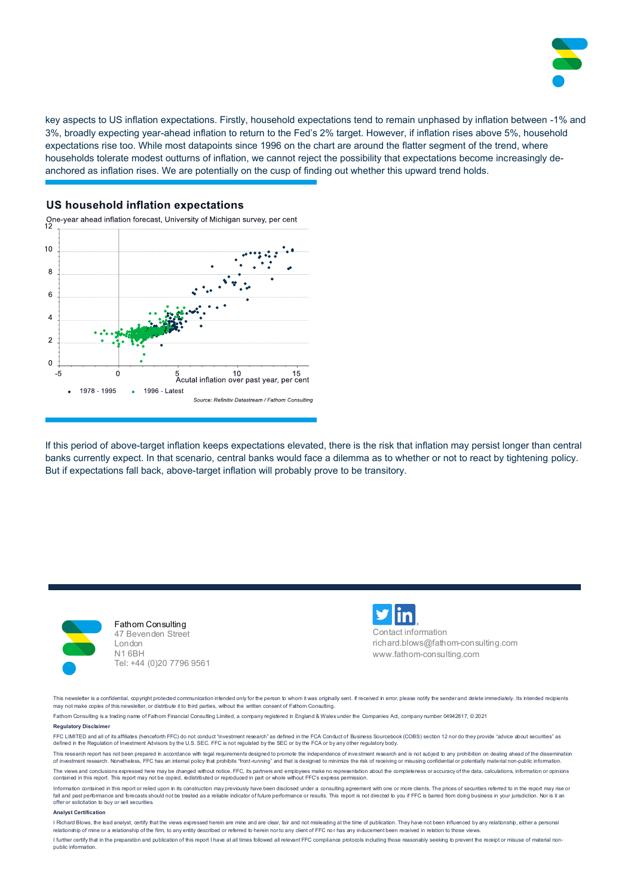key aspects to US inflation expectations. Firstly, household expectations tend to remain unphased by inflation between -1% and 3%, broadly expecting year-ahead inflation to return to the Fed's 2% target. However, if inflation rises above 5%, household expectations rise too. While most datapoints since 1996 on the chart are around the flatter segment of the trend, where households tolerate modest outturns of inflation, we cannot reject the possibility that expectations become increasingly de-anchored as inflation rises. We are potentially on the cusp of finding out whether this upward trend holds.

## US household inflation expectations

One-year ahead inflation forecast, University of Michigan survey, per cent

12
10
8
6
4
2
0

-5
0
5
10
15

Acutal inflation over past year, per cent

1978 - 1995
1996 - Latest

*Source: Refinitiv Datastream / Fathom Consulting*

If this period of above-target inflation keeps expectations elevated, there is the risk that inflation may persist longer than central banks currently expect. In that scenario, central banks would face a dilemma as to whether or not to react by tightening policy. But if expectations fall back, above-target inflation will probably prove to be transitory.

Fathom Consulting
47 Bevenden Street
London
N1 6BH
Tel: +44 (0)20 7796 9561

Contact information
richard.blows@fathom-consulting.com
www.fathom-consulting.com

This newsletter is a confidential, copyright protected communication intended only for the person to whom it was originally sent. If received in error, please notify the sender and delete immediately. Its intended recipients may not make copies of this newsletter, or distribute it to third parties, without the written consent of Fathom Consulting.

Fathom Consulting is a trading name of Fathom Financial Consulting Limited, a company registered in England & Wales under the Companies Act, company number 04942817, © 2021

**Regulatory Disclaimer**

FFC LIMITED and all of its affiliates (henceforth FFC) do not conduct "investment research" as defined in the FCA Conduct of Business Sourcebook (COBS) section 12 nor do they provide "advice about securities" as defined in the Regulation of Investment Advisors by the U.S. SEC. FFC is not regulated by the SEC or by the FCA or by any other regulatory body.

This research report has not been prepared in accordance with legal requirements designed to promote the independence of investment research and is not subject to any prohibition on dealing ahead of the dissemination of investment research. Nonetheless, FFC has an internal policy that prohibits "front-running" and that is designed to minimize the risk of receiving or misusing confidential or potentially material non-public information.

The views and conclusions expressed here may be changed without notice. FFC, its partners and employees make no representation about the completeness or accuracy of the data, calculations, information or opinions contained in this report. This report may not be copied, redistributed or reproduced in part or whole without FFC's express permission.

Information contained in this report or relied upon in its construction may previously have been disclosed under a consulting agreement with one or more clients. The prices of securities referred to in the report may rise or fall and past performance and forecasts should not be treated as a reliable indicator of future performance or results. This report is not directed to you if FFC is barred from doing business in your jurisdiction. Nor is it an offer or solicitation to buy or sell securities.

**Analyst Certification**

I Richard Blows, the lead analyst, certify that the views expressed herein are mine and are clear, fair and not misleading at the time of publication. They have not been influenced by any relationship, either a personal relationship of mine or a relationship of the firm, to any entity described or referred to herein nor to any client of FFC nor has any inducement been received in relation to those views.

I further certify that in the preparation and publication of this report I have at all times followed all relevant FFC compliance protocols including those reasonably seeking to prevent the receipt or misuse of material non-public information.